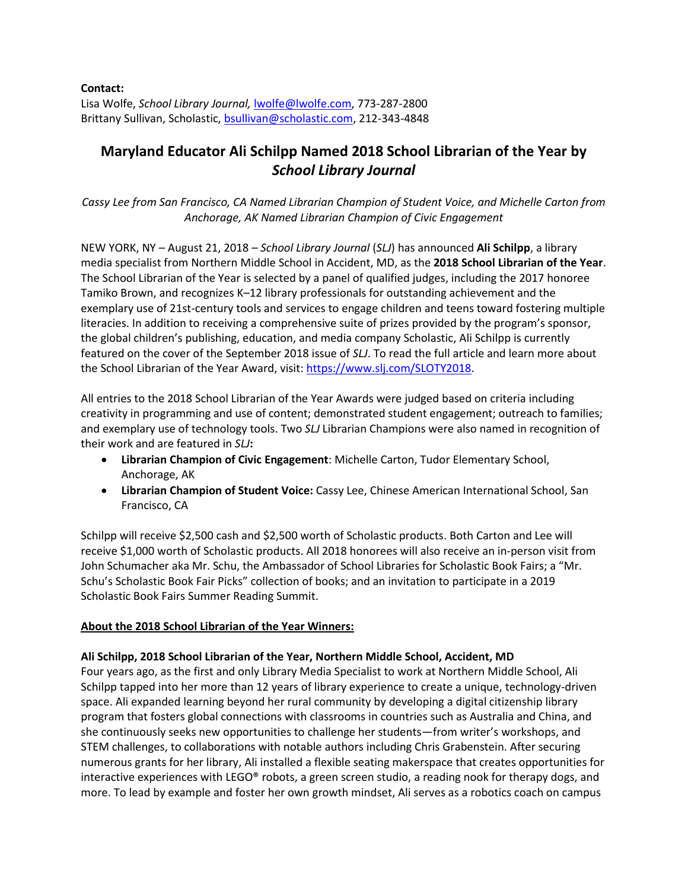**Contact:**
Lisa Wolfe, *School Library Journal,* lwolfe@lwolfe.com, 773-287-2800
Brittany Sullivan, Scholastic, bsullivan@scholastic.com, 212-343-4848

# Maryland Educator Ali Schilpp Named 2018 School Librarian of the Year by *School Library Journal*

*Cassy Lee from San Francisco, CA Named Librarian Champion of Student Voice, and Michelle Carton from Anchorage, AK Named Librarian Champion of Civic Engagement*

NEW YORK, NY – August 21, 2018 – *School Library Journal* (*SLJ*) has announced **Ali Schilpp**, a library media specialist from Northern Middle School in Accident, MD, as the **2018 School Librarian of the Year**. The School Librarian of the Year is selected by a panel of qualified judges, including the 2017 honoree Tamiko Brown, and recognizes K–12 library professionals for outstanding achievement and the exemplary use of 21st-century tools and services to engage children and teens toward fostering multiple literacies. In addition to receiving a comprehensive suite of prizes provided by the program's sponsor, the global children's publishing, education, and media company Scholastic, Ali Schilpp is currently featured on the cover of the September 2018 issue of *SLJ*. To read the full article and learn more about the School Librarian of the Year Award, visit: https://www.slj.com/SLOTY2018.

All entries to the 2018 School Librarian of the Year Awards were judged based on criteria including creativity in programming and use of content; demonstrated student engagement; outreach to families; and exemplary use of technology tools. Two *SLJ* Librarian Champions were also named in recognition of their work and are featured in *SLJ***:**

- **Librarian Champion of Civic Engagement**: Michelle Carton, Tudor Elementary School, Anchorage, AK
- **Librarian Champion of Student Voice:** Cassy Lee, Chinese American International School, San Francisco, CA

Schilpp will receive $2,500 cash and $2,500 worth of Scholastic products. Both Carton and Lee will receive $1,000 worth of Scholastic products. All 2018 honorees will also receive an in-person visit from John Schumacher aka Mr. Schu, the Ambassador of School Libraries for Scholastic Book Fairs; a "Mr. Schu's Scholastic Book Fair Picks" collection of books; and an invitation to participate in a 2019 Scholastic Book Fairs Summer Reading Summit.

## About the 2018 School Librarian of the Year Winners:

### Ali Schilpp, 2018 School Librarian of the Year, Northern Middle School, Accident, MD

Four years ago, as the first and only Library Media Specialist to work at Northern Middle School, Ali Schilpp tapped into her more than 12 years of library experience to create a unique, technology-driven space. Ali expanded learning beyond her rural community by developing a digital citizenship library program that fosters global connections with classrooms in countries such as Australia and China, and she continuously seeks new opportunities to challenge her students—from writer's workshops, and STEM challenges, to collaborations with notable authors including Chris Grabenstein. After securing numerous grants for her library, Ali installed a flexible seating makerspace that creates opportunities for interactive experiences with LEGO® robots, a green screen studio, a reading nook for therapy dogs, and more. To lead by example and foster her own growth mindset, Ali serves as a robotics coach on campus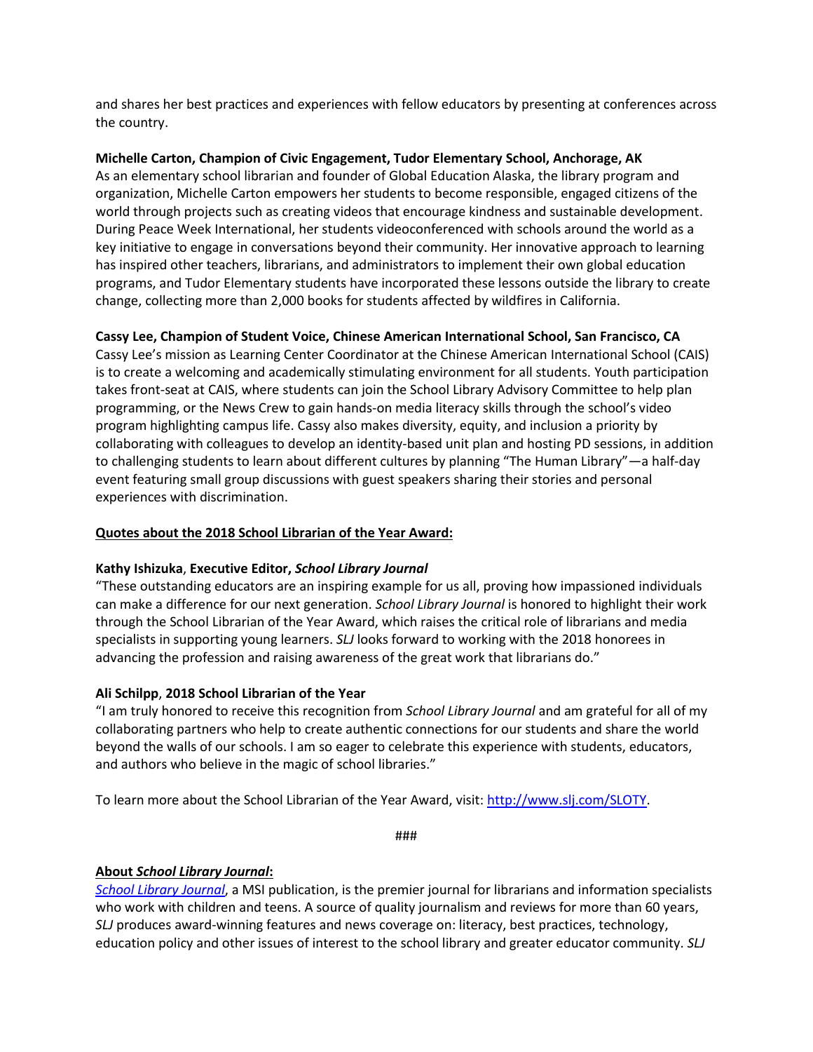and shares her best practices and experiences with fellow educators by presenting at conferences across the country.

**Michelle Carton, Champion of Civic Engagement, Tudor Elementary School, Anchorage, AK**
As an elementary school librarian and founder of Global Education Alaska, the library program and organization, Michelle Carton empowers her students to become responsible, engaged citizens of the world through projects such as creating videos that encourage kindness and sustainable development. During Peace Week International, her students videoconferenced with schools around the world as a key initiative to engage in conversations beyond their community. Her innovative approach to learning has inspired other teachers, librarians, and administrators to implement their own global education programs, and Tudor Elementary students have incorporated these lessons outside the library to create change, collecting more than 2,000 books for students affected by wildfires in California.

**Cassy Lee, Champion of Student Voice, Chinese American International School, San Francisco, CA**
Cassy Lee's mission as Learning Center Coordinator at the Chinese American International School (CAIS) is to create a welcoming and academically stimulating environment for all students. Youth participation takes front-seat at CAIS, where students can join the School Library Advisory Committee to help plan programming, or the News Crew to gain hands-on media literacy skills through the school's video program highlighting campus life. Cassy also makes diversity, equity, and inclusion a priority by collaborating with colleagues to develop an identity-based unit plan and hosting PD sessions, in addition to challenging students to learn about different cultures by planning "The Human Library"—a half-day event featuring small group discussions with guest speakers sharing their stories and personal experiences with discrimination.

**Quotes about the 2018 School Librarian of the Year Award:**

**Kathy Ishizuka, Executive Editor, *School Library Journal***
"These outstanding educators are an inspiring example for us all, proving how impassioned individuals can make a difference for our next generation. *School Library Journal* is honored to highlight their work through the School Librarian of the Year Award, which raises the critical role of librarians and media specialists in supporting young learners. *SLJ* looks forward to working with the 2018 honorees in advancing the profession and raising awareness of the great work that librarians do."

**Ali Schilpp, 2018 School Librarian of the Year**
"I am truly honored to receive this recognition from *School Library Journal* and am grateful for all of my collaborating partners who help to create authentic connections for our students and share the world beyond the walls of our schools. I am so eager to celebrate this experience with students, educators, and authors who believe in the magic of school libraries."

To learn more about the School Librarian of the Year Award, visit: http://www.slj.com/SLOTY.

###

**About *School Library Journal*:**
*School Library Journal*, a MSI publication, is the premier journal for librarians and information specialists who work with children and teens. A source of quality journalism and reviews for more than 60 years, *SLJ* produces award-winning features and news coverage on: literacy, best practices, technology, education policy and other issues of interest to the school library and greater educator community. *SLJ*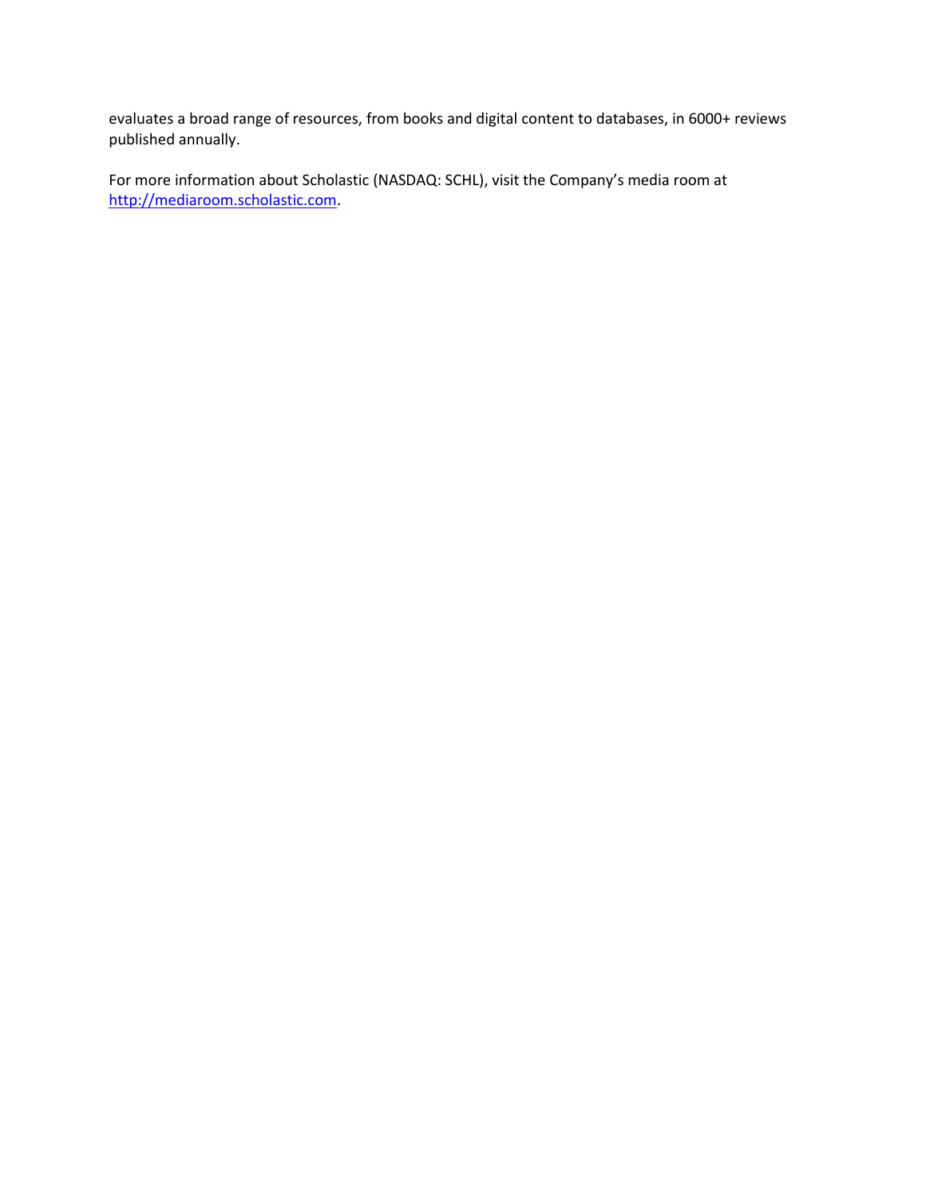evaluates a broad range of resources, from books and digital content to databases, in 6000+ reviews published annually.

For more information about Scholastic (NASDAQ: SCHL), visit the Company's media room at [http://mediaroom.scholastic.com](http://mediaroom.scholastic.com).